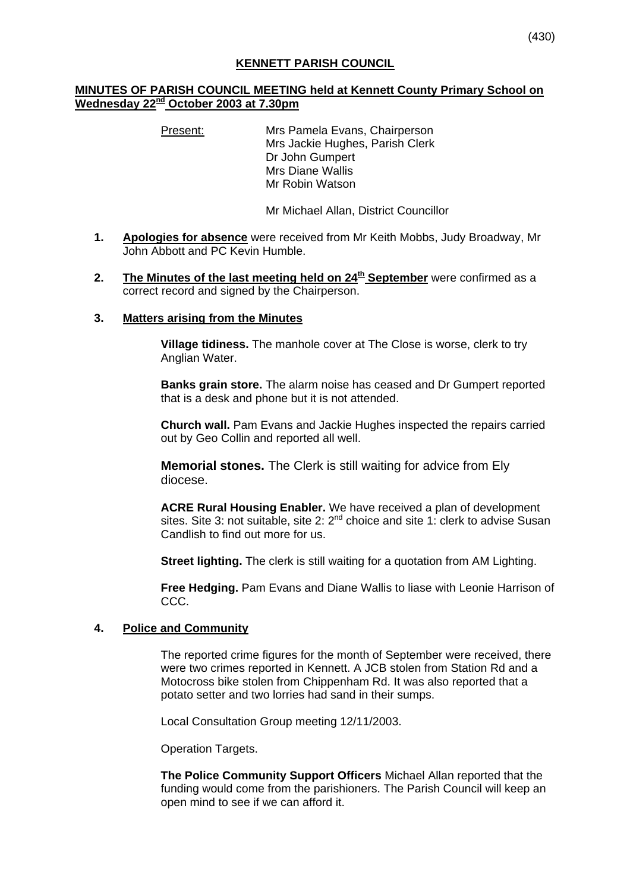(430)

# KENNETT PARISH COUNCIL

## MINUTES OF PARISH COUNCIL MEETING held at Kennett County Primary School on Wednesday 22nd October 2003 at 7.30pm

Present: Mrs Pamela Evans, Chairperson
Mrs Jackie Hughes, Parish Clerk
Dr John Gumpert
Mrs Diane Wallis
Mr Robin Watson

Mr Michael Allan, District Councillor

1. **Apologies for absence** were received from Mr Keith Mobbs, Judy Broadway, Mr John Abbott and PC Kevin Humble.

2. **The Minutes of the last meeting held on 24th September** were confirmed as a correct record and signed by the Chairperson.

3. **Matters arising from the Minutes**

   **Village tidiness.** The manhole cover at The Close is worse, clerk to try Anglian Water.

   **Banks grain store.** The alarm noise has ceased and Dr Gumpert reported that is a desk and phone but it is not attended.

   **Church wall.** Pam Evans and Jackie Hughes inspected the repairs carried out by Geo Collin and reported all well.

   **Memorial stones.** The Clerk is still waiting for advice from Ely diocese.

   **ACRE Rural Housing Enabler.** We have received a plan of development sites. Site 3: not suitable, site 2: 2nd choice and site 1: clerk to advise Susan Candlish to find out more for us.

   **Street lighting.** The clerk is still waiting for a quotation from AM Lighting.

   **Free Hedging.** Pam Evans and Diane Wallis to liase with Leonie Harrison of CCC.

4. **Police and Community**

   The reported crime figures for the month of September were received, there were two crimes reported in Kennett. A JCB stolen from Station Rd and a Motocross bike stolen from Chippenham Rd. It was also reported that a potato setter and two lorries had sand in their sumps.

   Local Consultation Group meeting 12/11/2003.

   Operation Targets.

   **The Police Community Support Officers** Michael Allan reported that the funding would come from the parishioners. The Parish Council will keep an open mind to see if we can afford it.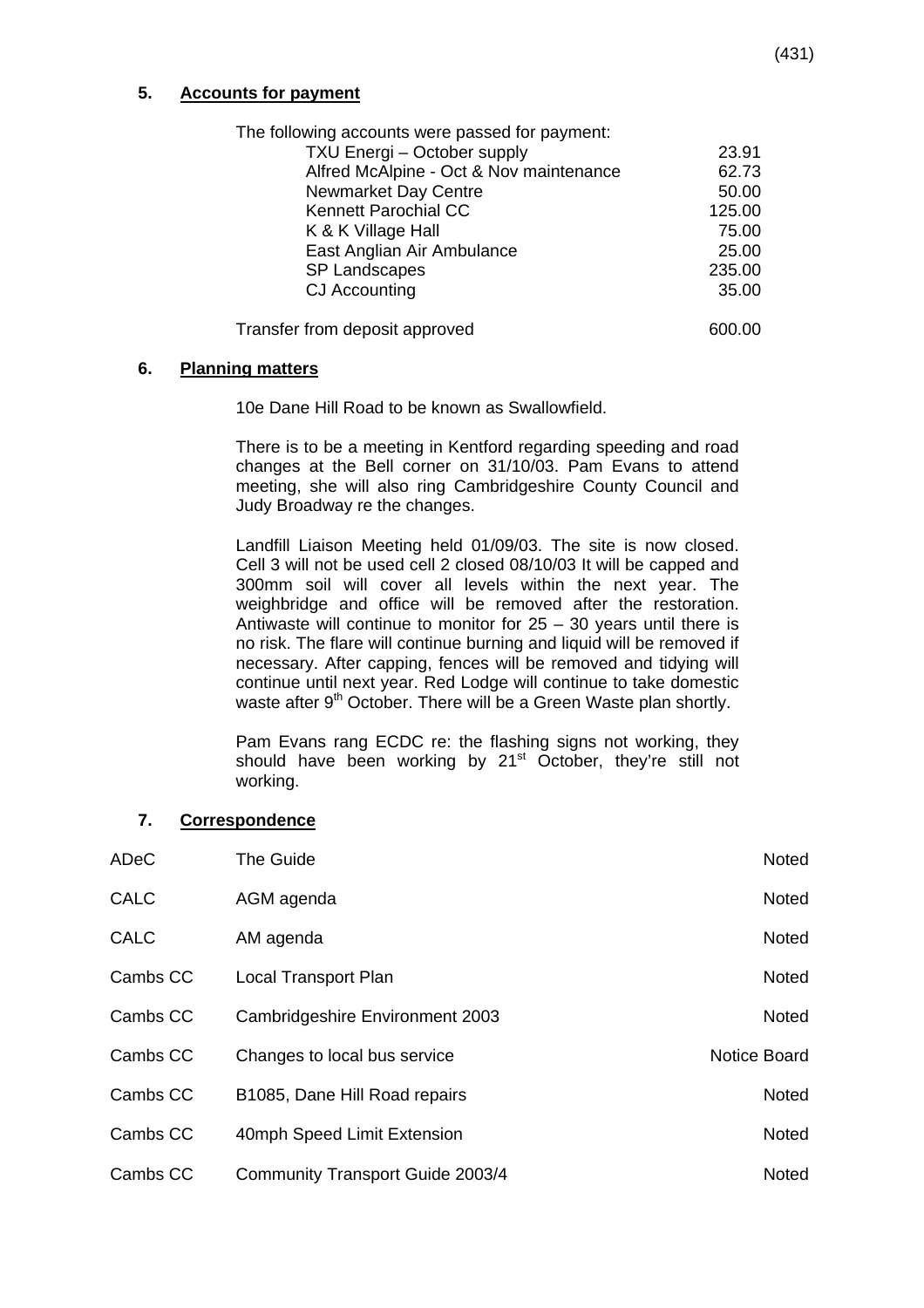## 5. Accounts for payment

The following accounts were passed for payment:

| | |
|---|---|
| TXU Energi – October supply | 23.91 |
| Alfred McAlpine - Oct & Nov maintenance | 62.73 |
| Newmarket Day Centre | 50.00 |
| Kennett Parochial CC | 125.00 |
| K & K Village Hall | 75.00 |
| East Anglian Air Ambulance | 25.00 |
| SP Landscapes | 235.00 |
| CJ Accounting | 35.00 |

Transfer from deposit approved 600.00

## 6. Planning matters

10e Dane Hill Road to be known as Swallowfield.

There is to be a meeting in Kentford regarding speeding and road changes at the Bell corner on 31/10/03. Pam Evans to attend meeting, she will also ring Cambridgeshire County Council and Judy Broadway re the changes.

Landfill Liaison Meeting held 01/09/03. The site is now closed. Cell 3 will not be used cell 2 closed 08/10/03 It will be capped and 300mm soil will cover all levels within the next year. The weighbridge and office will be removed after the restoration. Antiwaste will continue to monitor for 25 – 30 years until there is no risk. The flare will continue burning and liquid will be removed if necessary. After capping, fences will be removed and tidying will continue until next year. Red Lodge will continue to take domestic waste after 9th October. There will be a Green Waste plan shortly.

Pam Evans rang ECDC re: the flashing signs not working, they should have been working by 21st October, they're still not working.

## 7. Correspondence

| | | |
|---|---|---|
| ADeC | The Guide | Noted |
| CALC | AGM agenda | Noted |
| CALC | AM agenda | Noted |
| Cambs CC | Local Transport Plan | Noted |
| Cambs CC | Cambridgeshire Environment 2003 | Noted |
| Cambs CC | Changes to local bus service | Notice Board |
| Cambs CC | B1085, Dane Hill Road repairs | Noted |
| Cambs CC | 40mph Speed Limit Extension | Noted |
| Cambs CC | Community Transport Guide 2003/4 | Noted |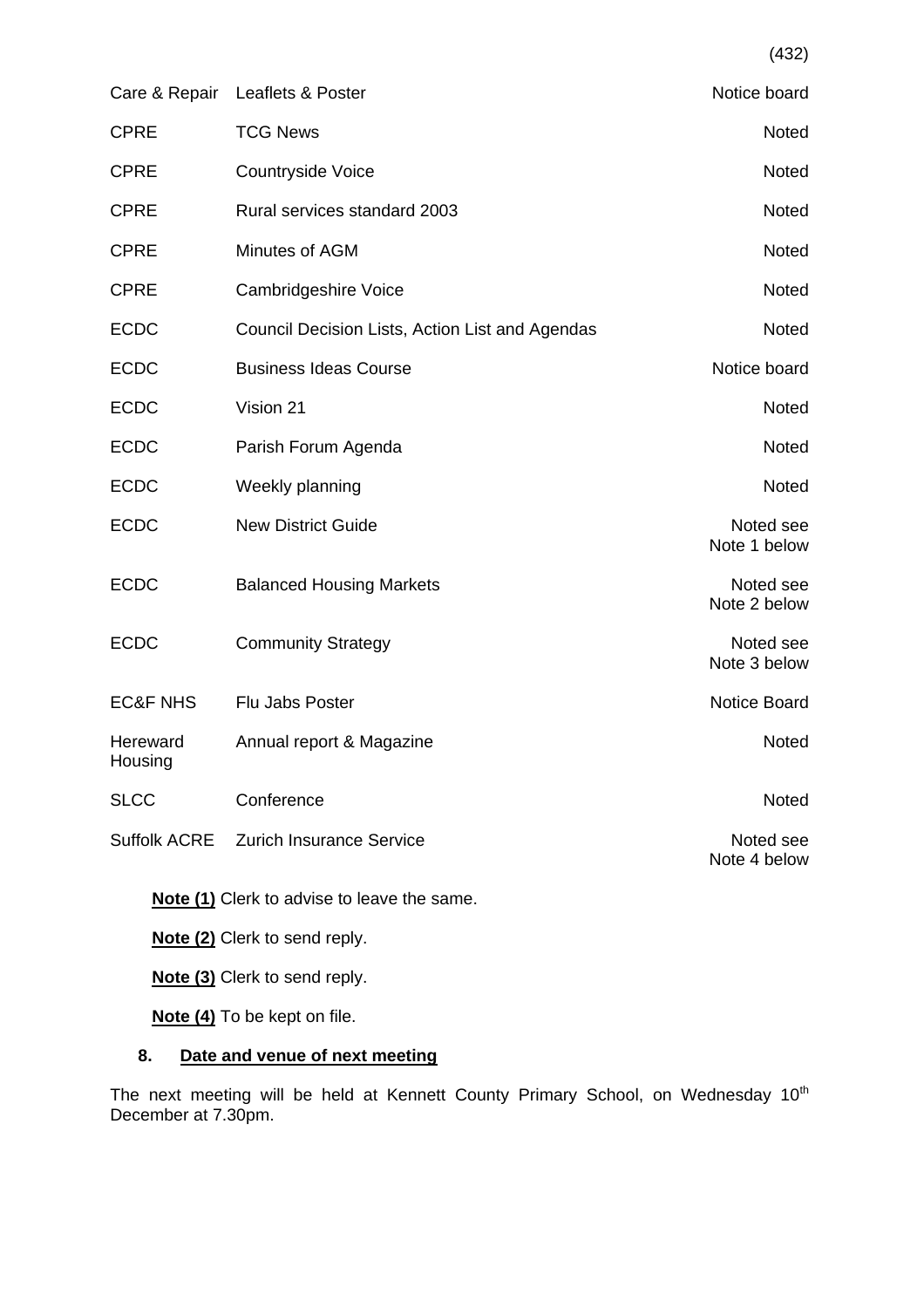| | | |
|---|---|---|
| Care & Repair | Leaflets & Poster | Notice board |
| CPRE | TCG News | Noted |
| CPRE | Countryside Voice | Noted |
| CPRE | Rural services standard 2003 | Noted |
| CPRE | Minutes of AGM | Noted |
| CPRE | Cambridgeshire Voice | Noted |
| ECDC | Council Decision Lists, Action List and Agendas | Noted |
| ECDC | Business Ideas Course | Notice board |
| ECDC | Vision 21 | Noted |
| ECDC | Parish Forum Agenda | Noted |
| ECDC | Weekly planning | Noted |
| ECDC | New District Guide | Noted see Note 1 below |
| ECDC | Balanced Housing Markets | Noted see Note 2 below |
| ECDC | Community Strategy | Noted see Note 3 below |
| EC&F NHS | Flu Jabs Poster | Notice Board |
| Hereward Housing | Annual report & Magazine | Noted |
| SLCC | Conference | Noted |
| Suffolk ACRE | Zurich Insurance Service | Noted see Note 4 below |

**Note (1)** Clerk to advise to leave the same.

**Note (2)** Clerk to send reply.

**Note (3)** Clerk to send reply.

**Note (4)** To be kept on file.

## 8. Date and venue of next meeting

The next meeting will be held at Kennett County Primary School, on Wednesday 10th December at 7.30pm.